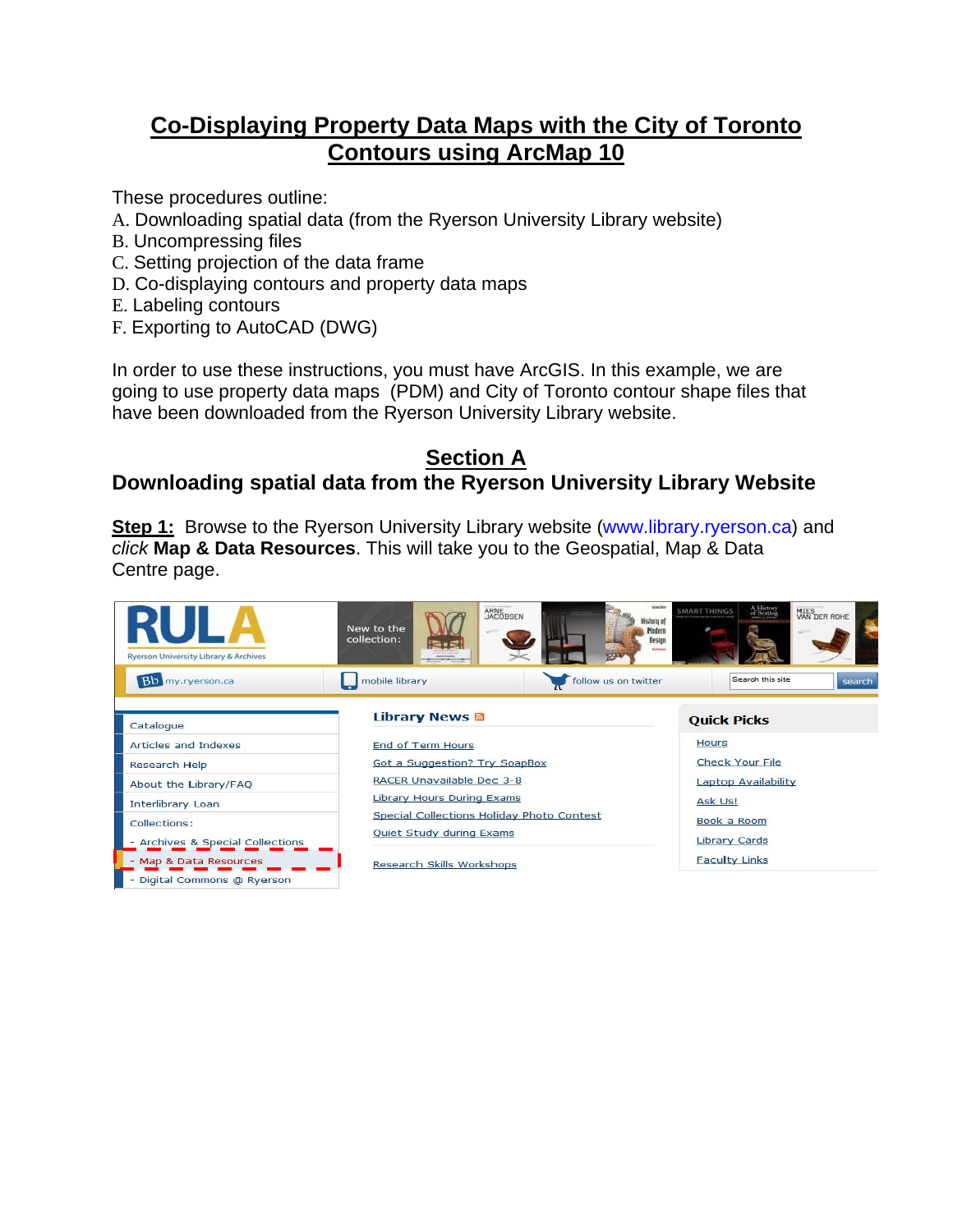# Co-Displaying Property Data Maps with the City of Toronto Contours using ArcMap 10

These procedures outline:

A. Downloading spatial data (from the Ryerson University Library website)
B. Uncompressing files
C. Setting projection of the data frame
D. Co-displaying contours and property data maps
E. Labeling contours
F. Exporting to AutoCAD (DWG)

In order to use these instructions, you must have ArcGIS. In this example, we are going to use property data maps (PDM) and City of Toronto contour shape files that have been downloaded from the Ryerson University Library website.

## Section A

## Downloading spatial data from the Ryerson University Library Website

**Step 1:** Browse to the Ryerson University Library website (www.library.ryerson.ca) and *click* **Map & Data Resources**. This will take you to the Geospatial, Map & Data Centre page.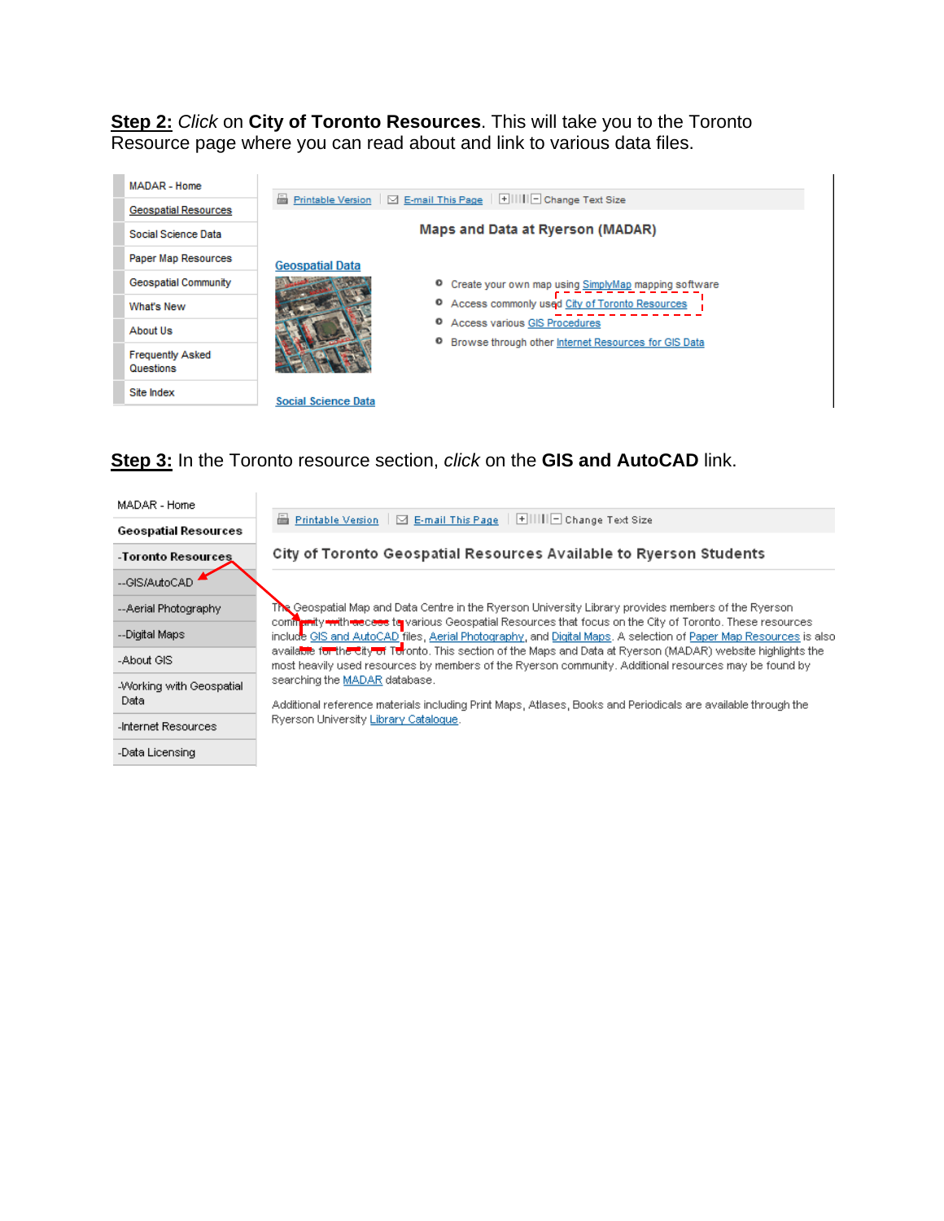**Step 2:** *Click* on **City of Toronto Resources**. This will take you to the Toronto Resource page where you can read about and link to various data files.

MADAR - Home
Geospatial Resources
Social Science Data
Paper Map Resources
Geospatial Community
What's New
About Us
Frequently Asked Questions
Site Index

Printable Version | E-mail This Page | Change Text Size

Maps and Data at Ryerson (MADAR)

Geospatial Data

- Create your own map using SimplyMap mapping software
- Access commonly used City of Toronto Resources
- Access various GIS Procedures
- Browse through other Internet Resources for GIS Data

Social Science Data

**Step 3:** In the Toronto resource section, *click* on the **GIS and AutoCAD** link.

MADAR - Home
Geospatial Resources
-Toronto Resources
--GIS/AutoCAD
--Aerial Photography
--Digital Maps
-About GIS
-Working with Geospatial Data
-Internet Resources
-Data Licensing

Printable Version | E-mail This Page | Change Text Size

City of Toronto Geospatial Resources Available to Ryerson Students

The Geospatial Map and Data Centre in the Ryerson University Library provides members of the Ryerson community with access to various Geospatial Resources that focus on the City of Toronto. These resources include GIS and AutoCAD files, Aerial Photography, and Digital Maps. A selection of Paper Map Resources is also available for the City of Toronto. This section of the Maps and Data at Ryerson (MADAR) website highlights the most heavily used resources by members of the Ryerson community. Additional resources may be found by searching the MADAR database.

Additional reference materials including Print Maps, Atlases, Books and Periodicals are available through the Ryerson University Library Catalogue.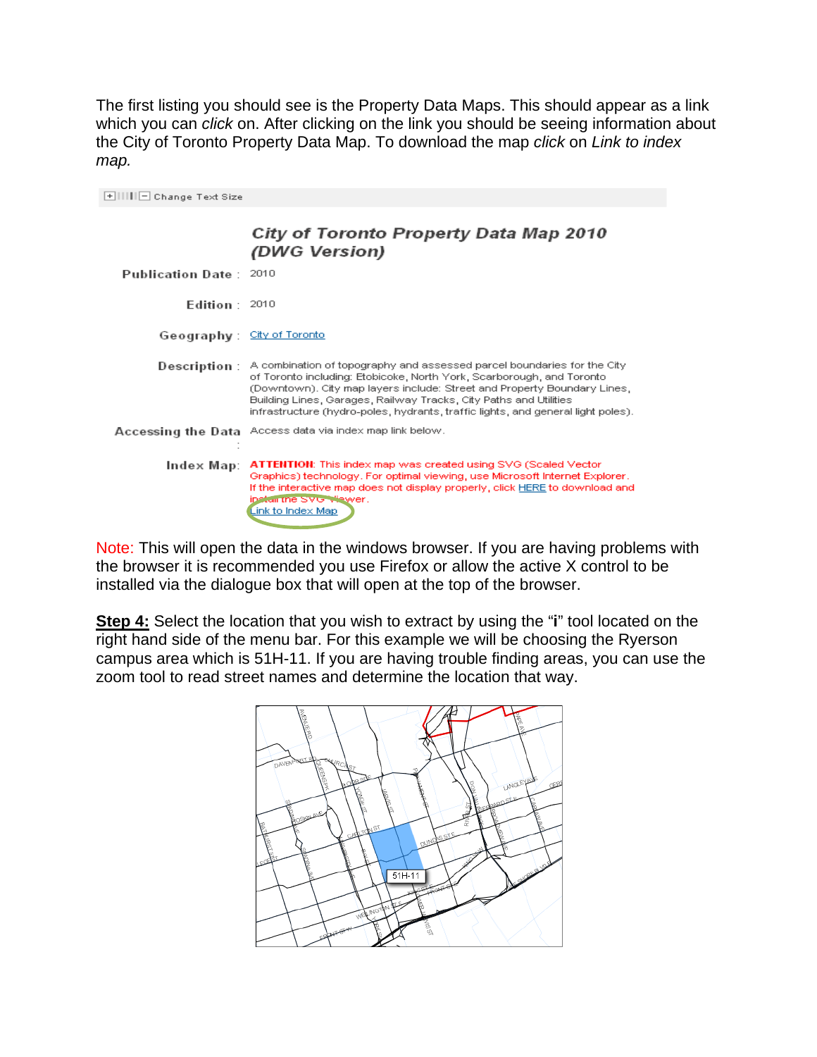The first listing you should see is the Property Data Maps. This should appear as a link which you can *click* on. After clicking on the link you should be seeing information about the City of Toronto Property Data Map. To download the map *click* on *Link to index map.*

Change Text Size

## City of Toronto Property Data Map 2010 (DWG Version)

**Publication Date :** 2010

**Edition :** 2010

**Geography :** City of Toronto

**Description :** A combination of topography and assessed parcel boundaries for the City of Toronto including: Etobicoke, North York, Scarborough, and Toronto (Downtown). City map layers include: Street and Property Boundary Lines, Building Lines, Garages, Railway Tracks, City Paths and Utilities infrastructure (hydro-poles, hydrants, traffic lights, and general light poles).

**Accessing the Data :** Access data via index map link below.

**Index Map:** ATTENTION: This index map was created using SVG (Scaled Vector Graphics) technology. For optimal viewing, use Microsoft Internet Explorer. If the interactive map does not display properly, click HERE to download and install the SVG Viewer.
Link to Index Map

Note: This will open the data in the windows browser. If you are having problems with the browser it is recommended you use Firefox or allow the active X control to be installed via the dialogue box that will open at the top of the browser.

**Step 4:** Select the location that you wish to extract by using the "**i**" tool located on the right hand side of the menu bar. For this example we will be choosing the Ryerson campus area which is 51H-11. If you are having trouble finding areas, you can use the zoom tool to read street names and determine the location that way.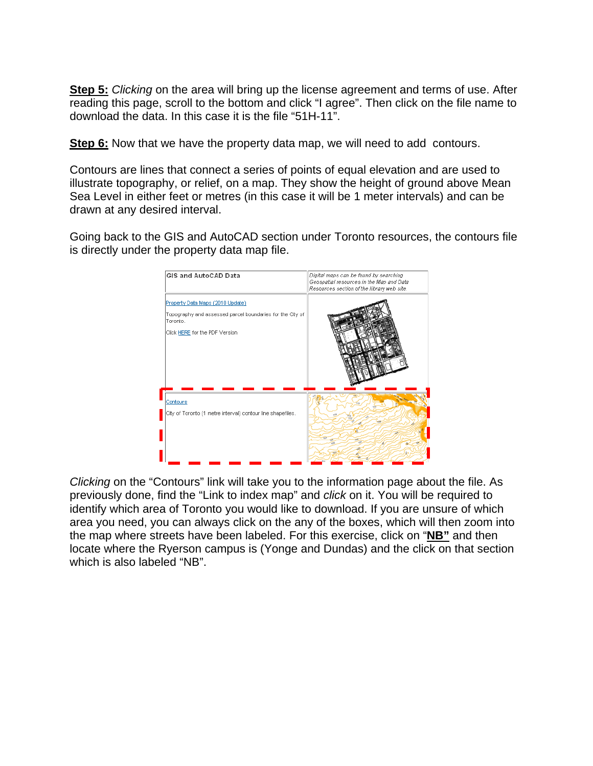**Step 5:** *Clicking* on the area will bring up the license agreement and terms of use. After reading this page, scroll to the bottom and click "I agree". Then click on the file name to download the data. In this case it is the file "51H-11".

**Step 6:** Now that we have the property data map, we will need to add contours.

Contours are lines that connect a series of points of equal elevation and are used to illustrate topography, or relief, on a map. They show the height of ground above Mean Sea Level in either feet or metres (in this case it will be 1 meter intervals) and can be drawn at any desired interval.

Going back to the GIS and AutoCAD section under Toronto resources, the contours file is directly under the property data map file.

| GIS and AutoCAD Data | Digital maps can be found by searching Geospatial resources in the Map and Data Resources section of the library web site. |
|---|---|
| Property Data Maps (2010 Update)<br>Topography and assessed parcel boundaries for the City of Toronto.<br>Click HERE for the PDF Version | |
| Contours<br>City of Toronto (1 metre interval) contour line shapefiles. | |

*Clicking* on the "Contours" link will take you to the information page about the file. As previously done, find the "Link to index map" and *click* on it. You will be required to identify which area of Toronto you would like to download. If you are unsure of which area you need, you can always click on the any of the boxes, which will then zoom into the map where streets have been labeled. For this exercise, click on "**NB"** and then locate where the Ryerson campus is (Yonge and Dundas) and the click on that section which is also labeled "NB".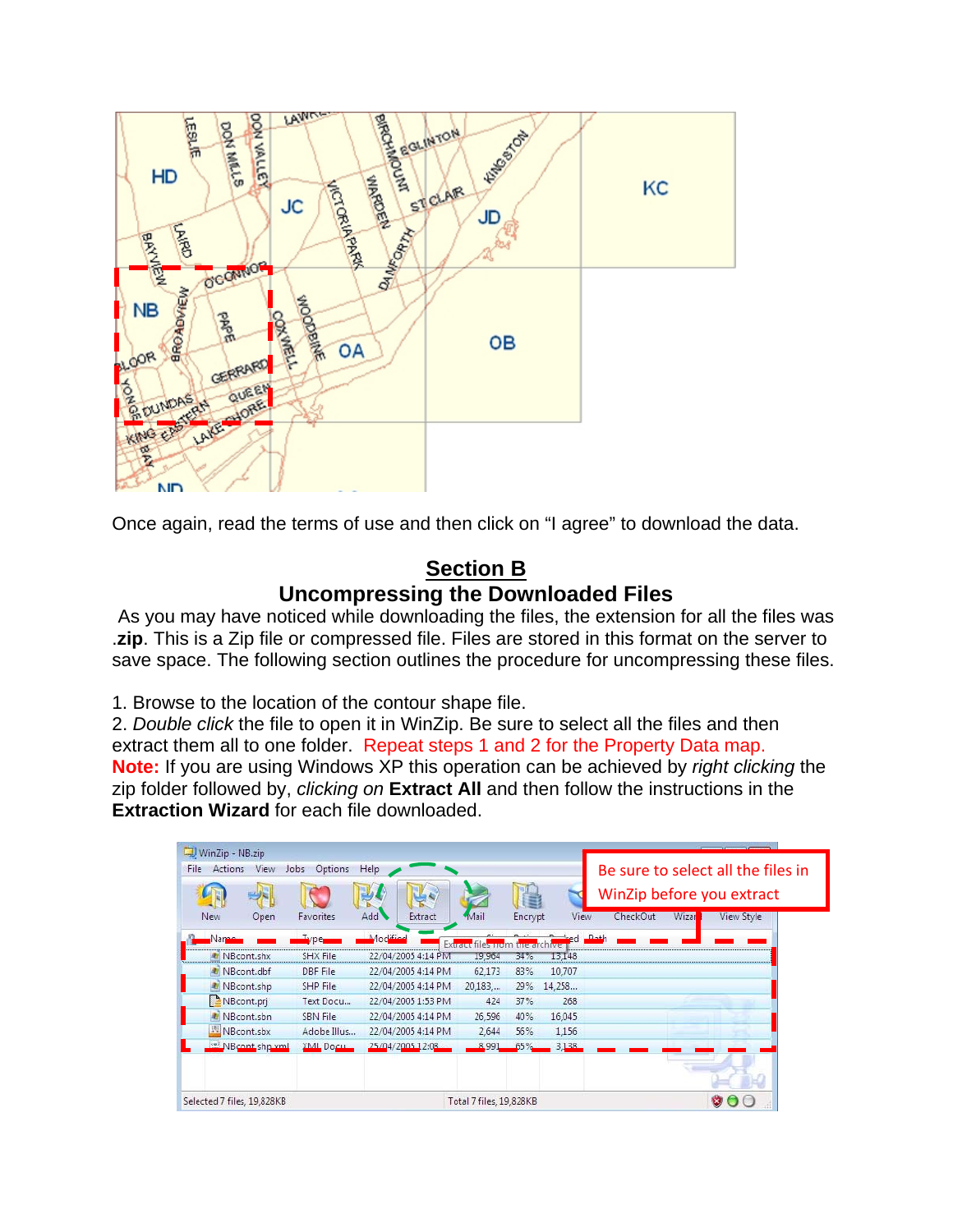Once again, read the terms of use and then click on “I agree” to download the data.

## Section B

## Uncompressing the Downloaded Files

As you may have noticed while downloading the files, the extension for all the files was **.zip**. This is a Zip file or compressed file. Files are stored in this format on the server to save space. The following section outlines the procedure for uncompressing these files.

1. Browse to the location of the contour shape file.
2. *Double click* the file to open it in WinZip. Be sure to select all the files and then extract them all to one folder. Repeat steps 1 and 2 for the Property Data map.

**Note:** If you are using Windows XP this operation can be achieved by *right clicking* the zip folder followed by, *clicking on* **Extract All** and then follow the instructions in the **Extraction Wizard** for each file downloaded.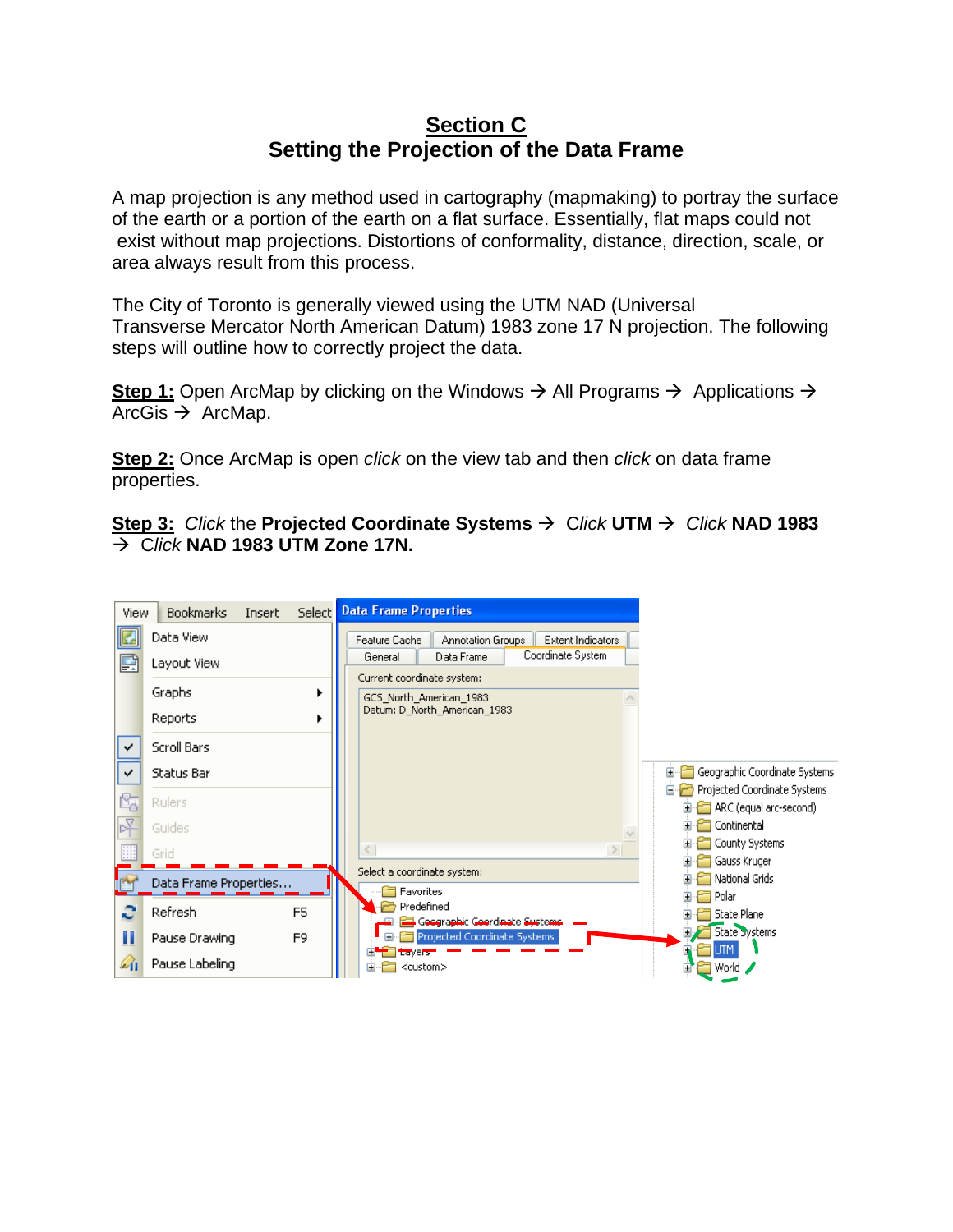# Section C

## Setting the Projection of the Data Frame

A map projection is any method used in cartography (mapmaking) to portray the surface of the earth or a portion of the earth on a flat surface. Essentially, flat maps could not exist without map projections. Distortions of conformality, distance, direction, scale, or area always result from this process.

The City of Toronto is generally viewed using the UTM NAD (Universal Transverse Mercator North American Datum) 1983 zone 17 N projection. The following steps will outline how to correctly project the data.

**Step 1:** Open ArcMap by clicking on the Windows → All Programs → Applications → ArcGis → ArcMap.

**Step 2:** Once ArcMap is open *click* on the view tab and then *click* on data frame properties.

**Step 3:** *Click* the **Projected Coordinate Systems** → *Click* **UTM** → *Click* **NAD 1983** → *Click* **NAD 1983 UTM Zone 17N.**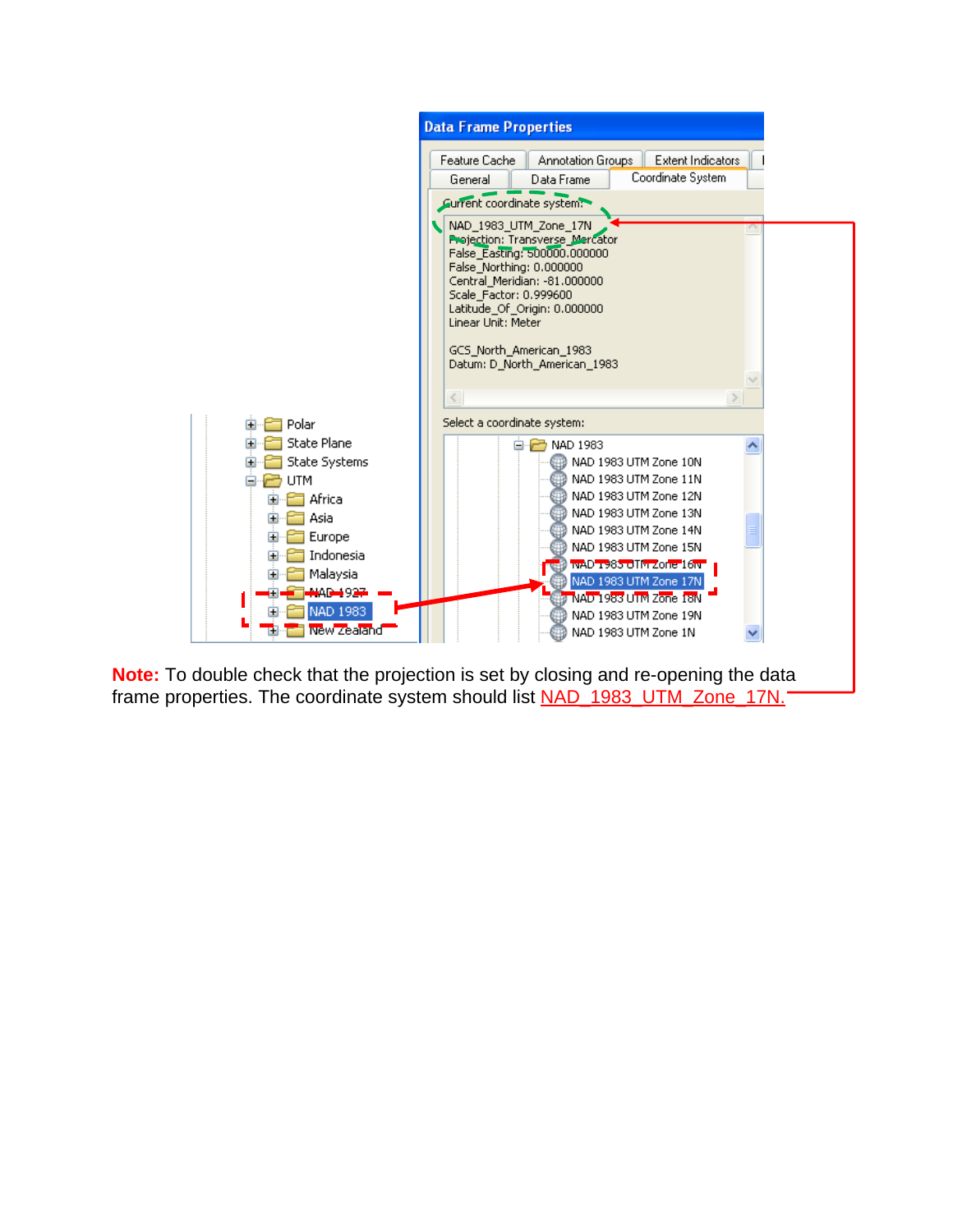**Note:** To double check that the projection is set by closing and re-opening the data frame properties. The coordinate system should list NAD_1983_UTM_Zone_17N.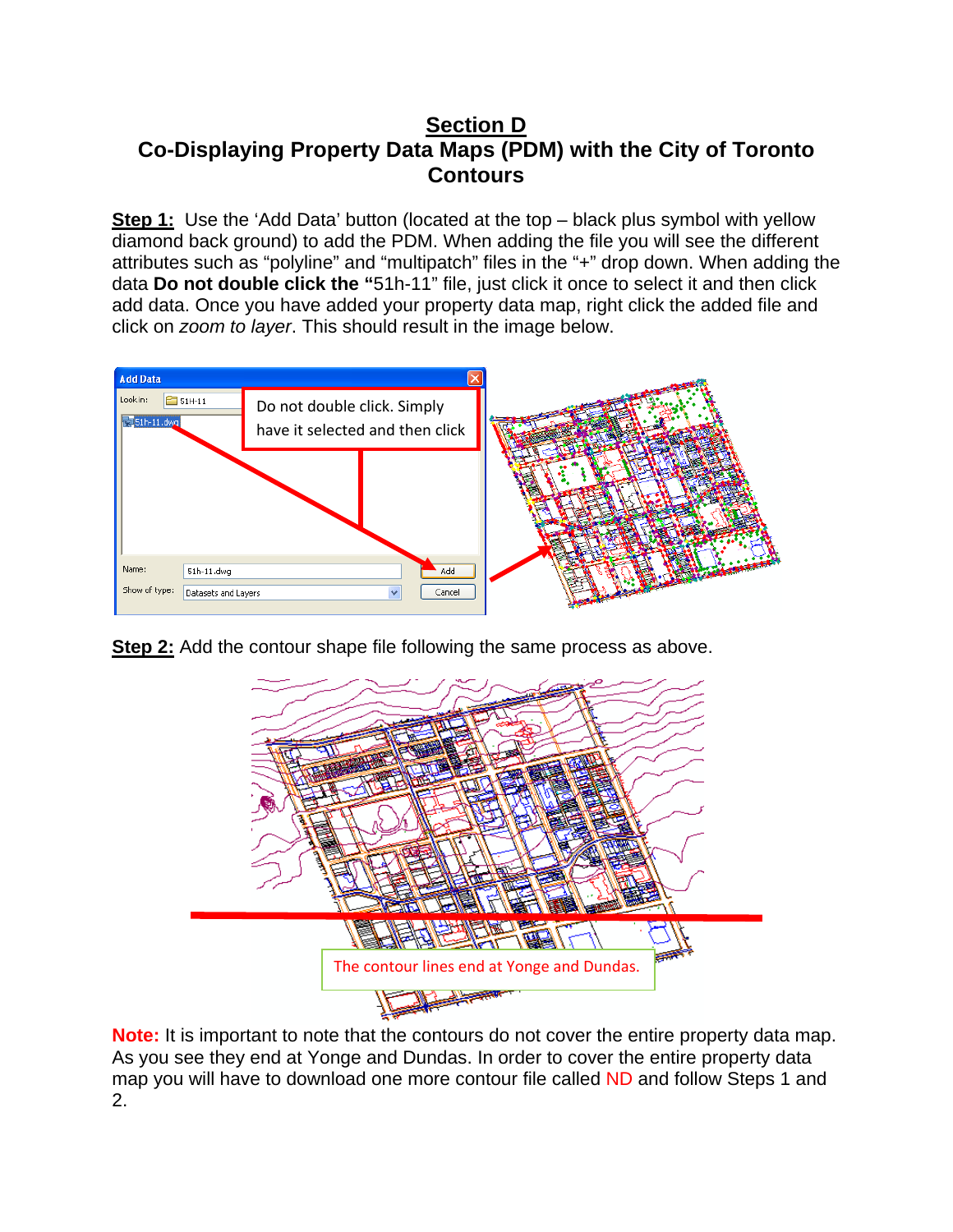# Section D
## Co-Displaying Property Data Maps (PDM) with the City of Toronto Contours

**Step 1:** Use the 'Add Data' button (located at the top – black plus symbol with yellow diamond back ground) to add the PDM. When adding the file you will see the different attributes such as "polyline" and "multipatch" files in the "+" drop down. When adding the data **Do not double click the "**51h-11" file, just click it once to select it and then click add data. Once you have added your property data map, right click the added file and click on *zoom to layer*. This should result in the image below.

**Step 2:** Add the contour shape file following the same process as above.

**Note:** It is important to note that the contours do not cover the entire property data map. As you see they end at Yonge and Dundas. In order to cover the entire property data map you will have to download one more contour file called ND and follow Steps 1 and 2.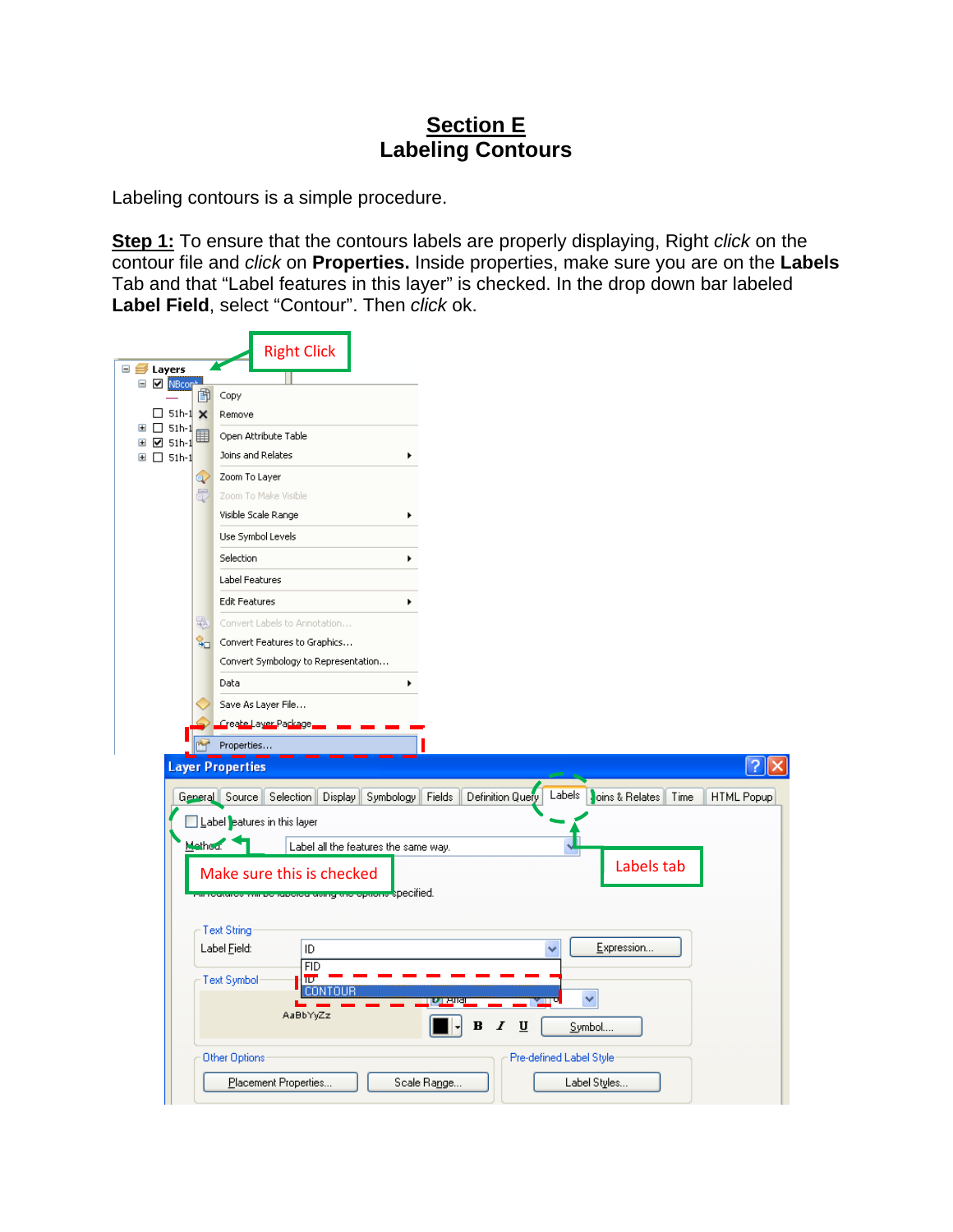# Section E
## Labeling Contours

Labeling contours is a simple procedure.

**Step 1:** To ensure that the contours labels are properly displaying, Right *click* on the contour file and *click* on **Properties.** Inside properties, make sure you are on the **Labels** Tab and that “Label features in this layer” is checked. In the drop down bar labeled **Label Field**, select “Contour”. Then *click* ok.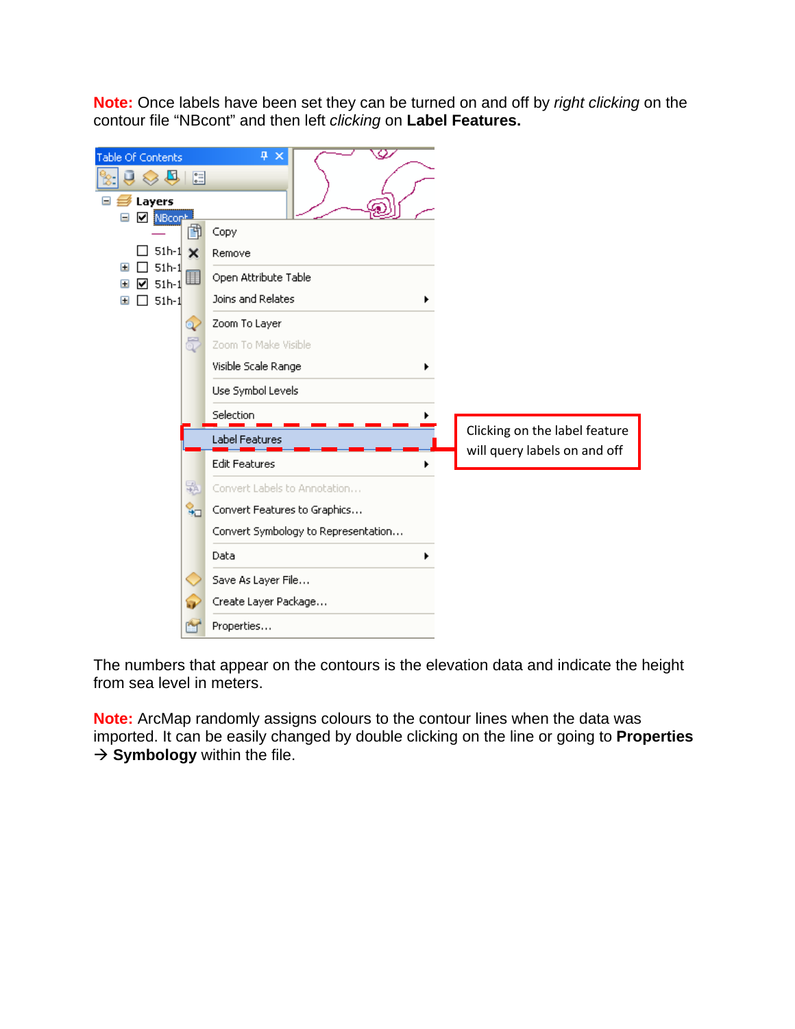**Note:** Once labels have been set they can be turned on and off by *right clicking* on the contour file "NBcont" and then left *clicking* on **Label Features.**

The numbers that appear on the contours is the elevation data and indicate the height from sea level in meters.

**Note:** ArcMap randomly assigns colours to the contour lines when the data was imported. It can be easily changed by double clicking on the line or going to **Properties** → **Symbology** within the file.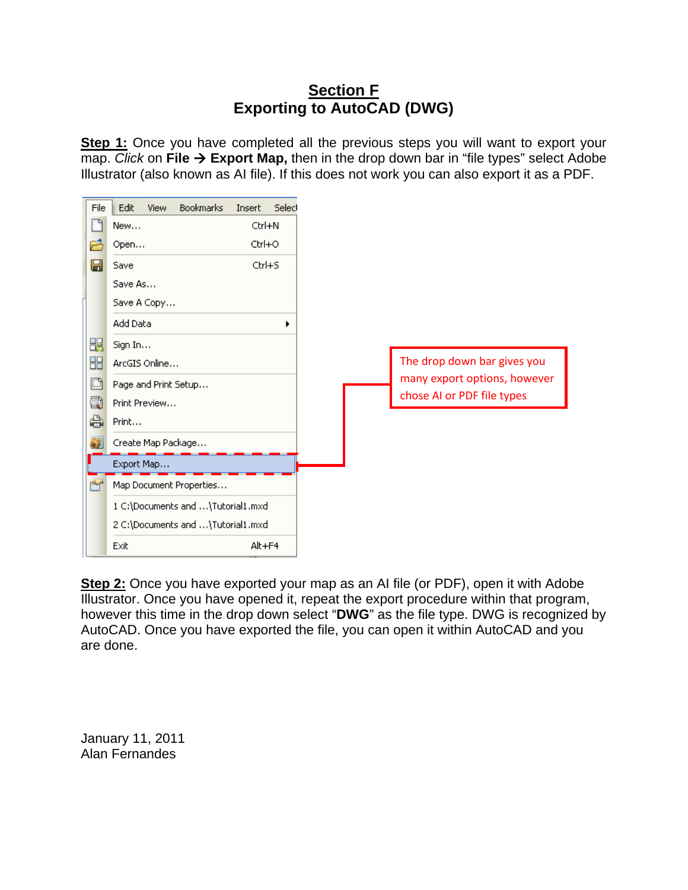# Section F
## Exporting to AutoCAD (DWG)

**Step 1:** Once you have completed all the previous steps you will want to export your map. *Click* on **File → Export Map,** then in the drop down bar in "file types" select Adobe Illustrator (also known as AI file). If this does not work you can also export it as a PDF.

The drop down bar gives you many export options, however chose AI or PDF file types

**Step 2:** Once you have exported your map as an AI file (or PDF), open it with Adobe Illustrator. Once you have opened it, repeat the export procedure within that program, however this time in the drop down select "**DWG**" as the file type. DWG is recognized by AutoCAD. Once you have exported the file, you can open it within AutoCAD and you are done.

January 11, 2011
Alan Fernandes